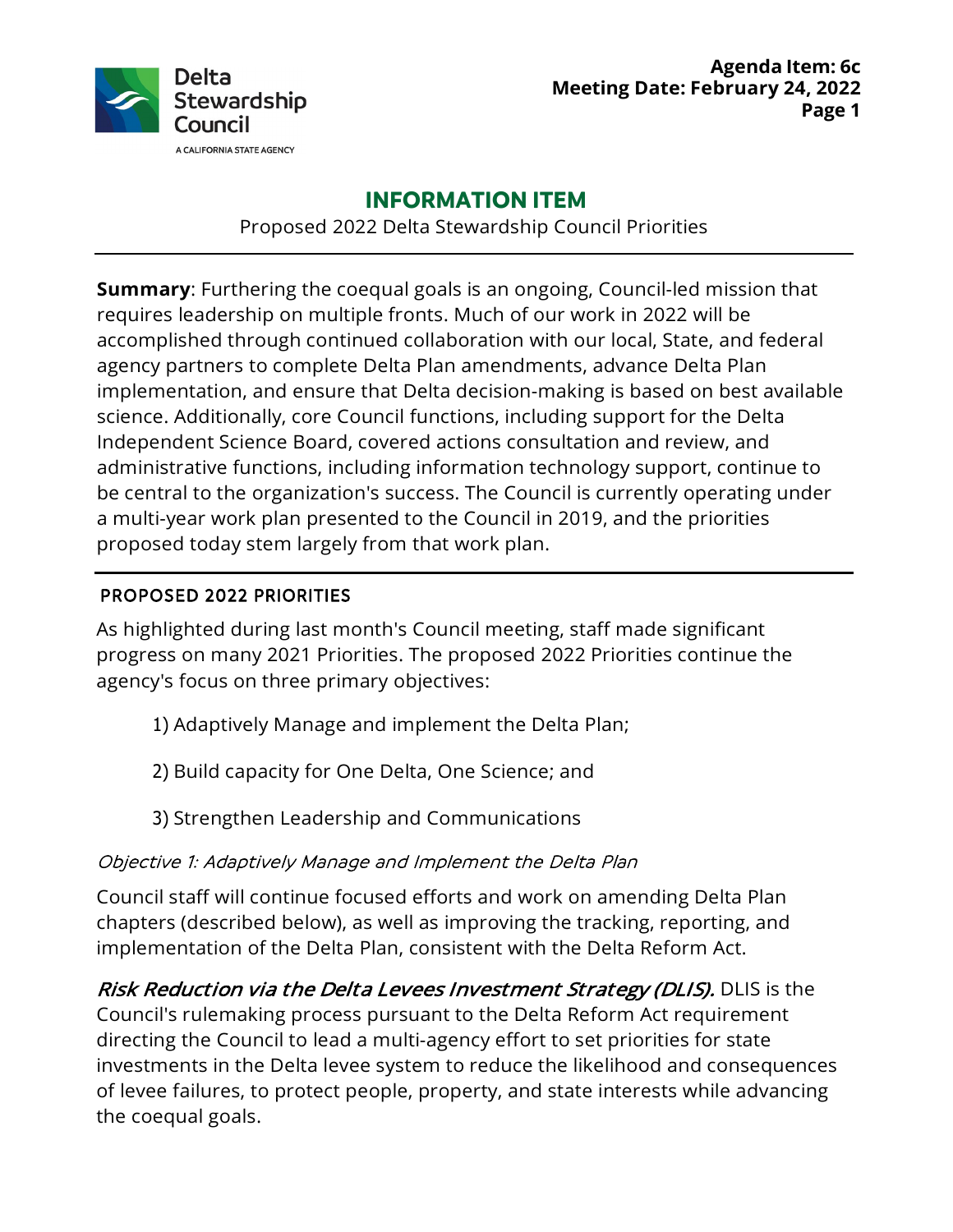Agenda Item: 6c
Meeting Date: February 24, 2022

# INFORMATION ITEM

Proposed 2022 Delta Stewardship Council Priorities

**Summary**: Furthering the coequal goals is an ongoing, Council-led mission that requires leadership on multiple fronts. Much of our work in 2022 will be accomplished through continued collaboration with our local, State, and federal agency partners to complete Delta Plan amendments, advance Delta Plan implementation, and ensure that Delta decision-making is based on best available science. Additionally, core Council functions, including support for the Delta Independent Science Board, covered actions consultation and review, and administrative functions, including information technology support, continue to be central to the organization's success. The Council is currently operating under a multi-year work plan presented to the Council in 2019, and the priorities proposed today stem largely from that work plan.

## PROPOSED 2022 PRIORITIES

As highlighted during last month's Council meeting, staff made significant progress on many 2021 Priorities. The proposed 2022 Priorities continue the agency's focus on three primary objectives:

1) Adaptively Manage and implement the Delta Plan;

2) Build capacity for One Delta, One Science; and

3) Strengthen Leadership and Communications

### *Objective 1: Adaptively Manage and Implement the Delta Plan*

Council staff will continue focused efforts and work on amending Delta Plan chapters (described below), as well as improving the tracking, reporting, and implementation of the Delta Plan, consistent with the Delta Reform Act.

***Risk Reduction via the Delta Levees Investment Strategy (DLIS).*** DLIS is the Council's rulemaking process pursuant to the Delta Reform Act requirement directing the Council to lead a multi-agency effort to set priorities for state investments in the Delta levee system to reduce the likelihood and consequences of levee failures, to protect people, property, and state interests while advancing the coequal goals.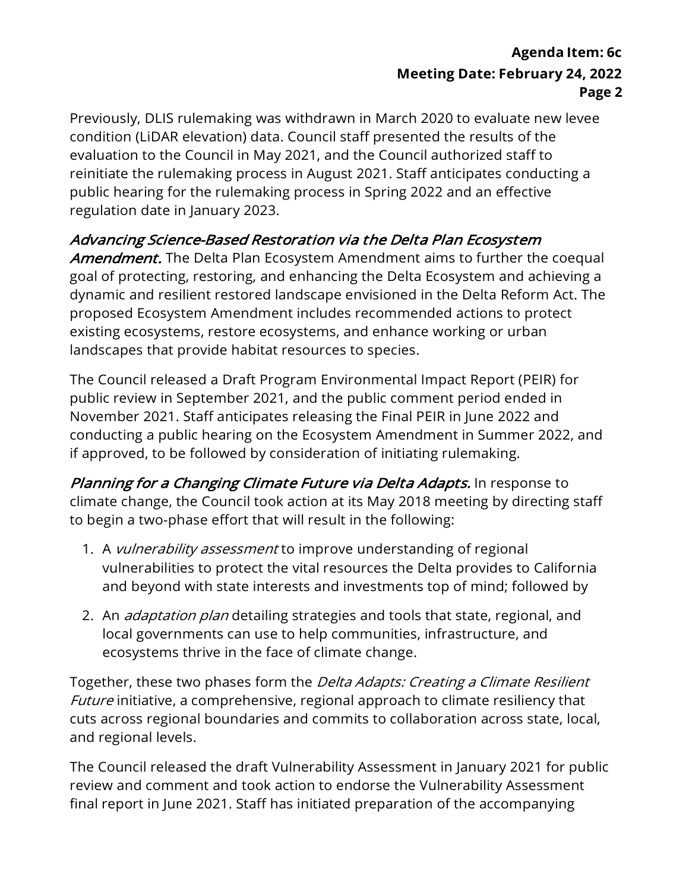Previously, DLIS rulemaking was withdrawn in March 2020 to evaluate new levee condition (LiDAR elevation) data. Council staff presented the results of the evaluation to the Council in May 2021, and the Council authorized staff to reinitiate the rulemaking process in August 2021. Staff anticipates conducting a public hearing for the rulemaking process in Spring 2022 and an effective regulation date in January 2023.

***Advancing Science-Based Restoration via the Delta Plan Ecosystem Amendment.*** The Delta Plan Ecosystem Amendment aims to further the coequal goal of protecting, restoring, and enhancing the Delta Ecosystem and achieving a dynamic and resilient restored landscape envisioned in the Delta Reform Act. The proposed Ecosystem Amendment includes recommended actions to protect existing ecosystems, restore ecosystems, and enhance working or urban landscapes that provide habitat resources to species.

The Council released a Draft Program Environmental Impact Report (PEIR) for public review in September 2021, and the public comment period ended in November 2021. Staff anticipates releasing the Final PEIR in June 2022 and conducting a public hearing on the Ecosystem Amendment in Summer 2022, and if approved, to be followed by consideration of initiating rulemaking.

***Planning for a Changing Climate Future via Delta Adapts.*** In response to climate change, the Council took action at its May 2018 meeting by directing staff to begin a two-phase effort that will result in the following:

1. A *vulnerability assessment* to improve understanding of regional vulnerabilities to protect the vital resources the Delta provides to California and beyond with state interests and investments top of mind; followed by
2. An *adaptation plan* detailing strategies and tools that state, regional, and local governments can use to help communities, infrastructure, and ecosystems thrive in the face of climate change.

Together, these two phases form the *Delta Adapts: Creating a Climate Resilient Future* initiative, a comprehensive, regional approach to climate resiliency that cuts across regional boundaries and commits to collaboration across state, local, and regional levels.

The Council released the draft Vulnerability Assessment in January 2021 for public review and comment and took action to endorse the Vulnerability Assessment final report in June 2021. Staff has initiated preparation of the accompanying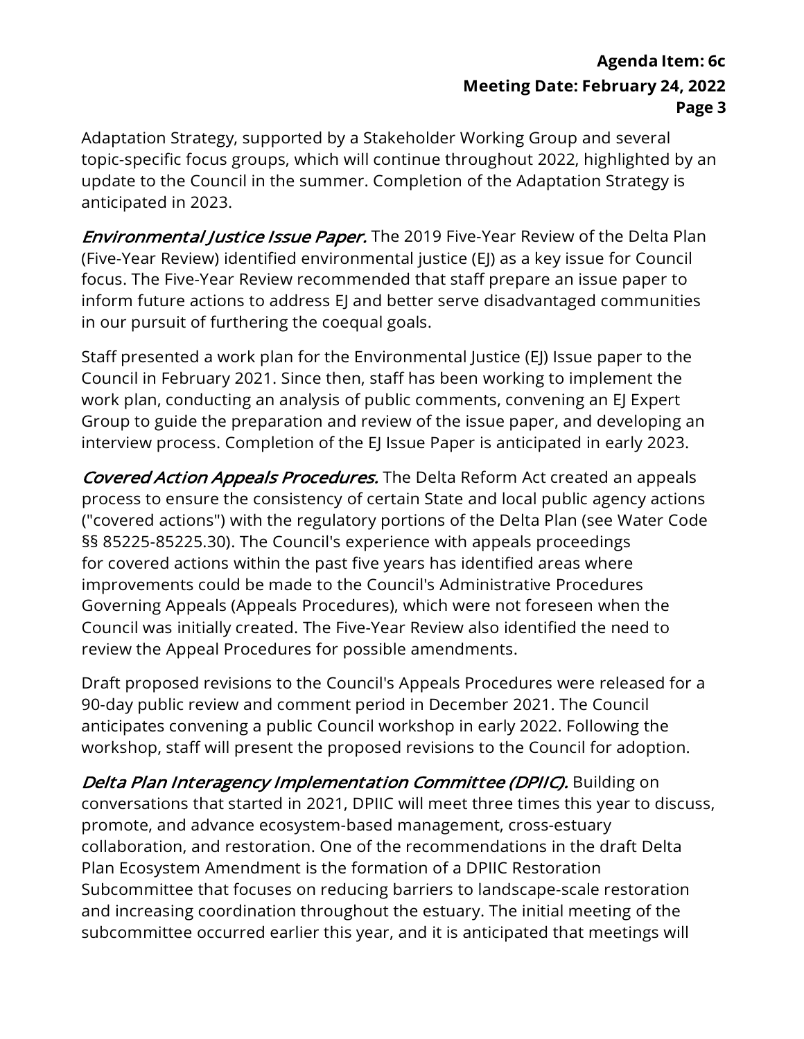Adaptation Strategy, supported by a Stakeholder Working Group and several topic-specific focus groups, which will continue throughout 2022, highlighted by an update to the Council in the summer. Completion of the Adaptation Strategy is anticipated in 2023.

***Environmental Justice Issue Paper.*** The 2019 Five-Year Review of the Delta Plan (Five-Year Review) identified environmental justice (EJ) as a key issue for Council focus. The Five-Year Review recommended that staff prepare an issue paper to inform future actions to address EJ and better serve disadvantaged communities in our pursuit of furthering the coequal goals.

Staff presented a work plan for the Environmental Justice (EJ) Issue paper to the Council in February 2021. Since then, staff has been working to implement the work plan, conducting an analysis of public comments, convening an EJ Expert Group to guide the preparation and review of the issue paper, and developing an interview process. Completion of the EJ Issue Paper is anticipated in early 2023.

***Covered Action Appeals Procedures.*** The Delta Reform Act created an appeals process to ensure the consistency of certain State and local public agency actions ("covered actions") with the regulatory portions of the Delta Plan (see Water Code §§ 85225-85225.30). The Council's experience with appeals proceedings for covered actions within the past five years has identified areas where improvements could be made to the Council's Administrative Procedures Governing Appeals (Appeals Procedures), which were not foreseen when the Council was initially created. The Five-Year Review also identified the need to review the Appeal Procedures for possible amendments.

Draft proposed revisions to the Council's Appeals Procedures were released for a 90-day public review and comment period in December 2021. The Council anticipates convening a public Council workshop in early 2022. Following the workshop, staff will present the proposed revisions to the Council for adoption.

***Delta Plan Interagency Implementation Committee (DPIIC).*** Building on conversations that started in 2021, DPIIC will meet three times this year to discuss, promote, and advance ecosystem-based management, cross-estuary collaboration, and restoration. One of the recommendations in the draft Delta Plan Ecosystem Amendment is the formation of a DPIIC Restoration Subcommittee that focuses on reducing barriers to landscape-scale restoration and increasing coordination throughout the estuary. The initial meeting of the subcommittee occurred earlier this year, and it is anticipated that meetings will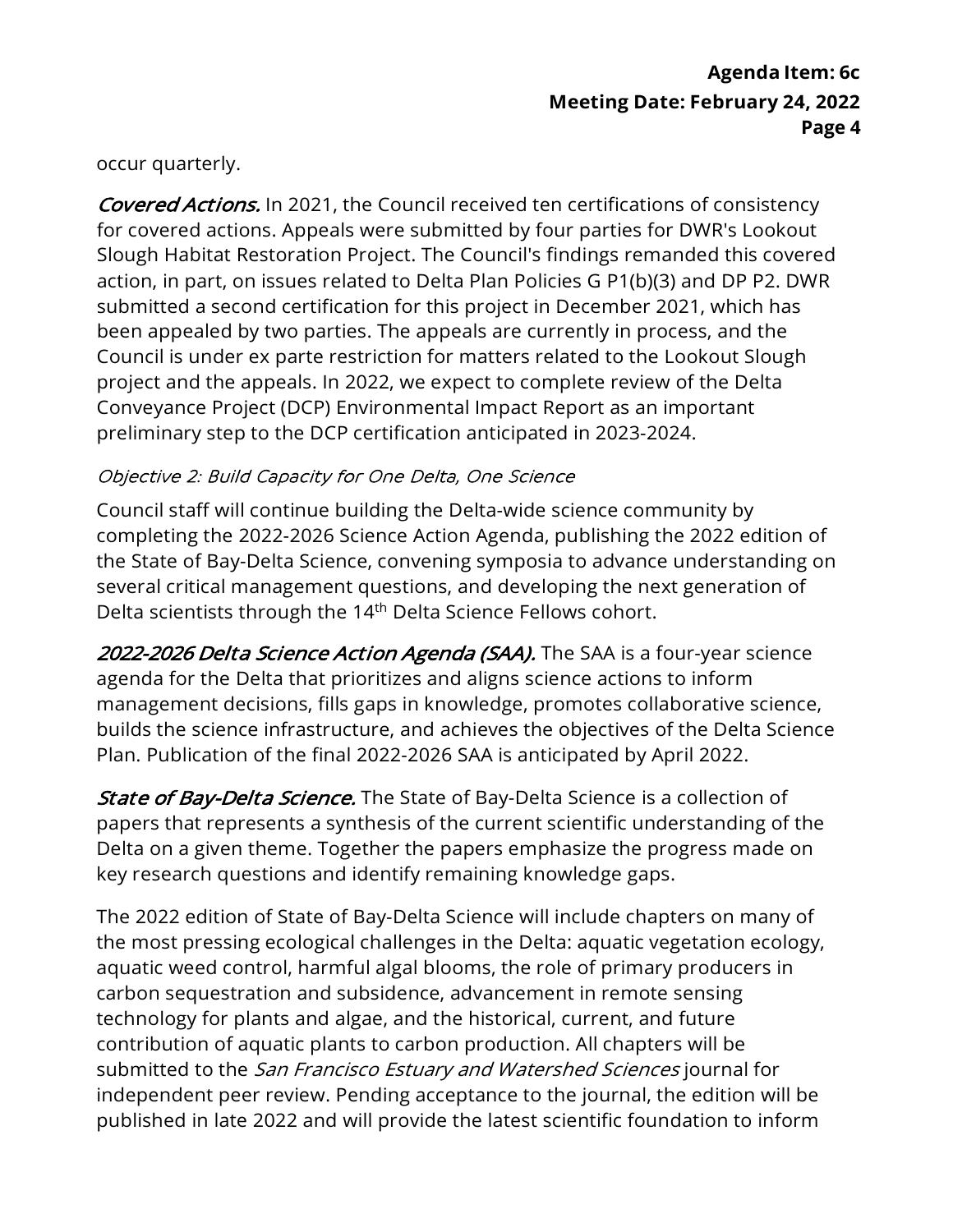occur quarterly.

***Covered Actions.*** In 2021, the Council received ten certifications of consistency for covered actions. Appeals were submitted by four parties for DWR's Lookout Slough Habitat Restoration Project. The Council's findings remanded this covered action, in part, on issues related to Delta Plan Policies G P1(b)(3) and DP P2. DWR submitted a second certification for this project in December 2021, which has been appealed by two parties. The appeals are currently in process, and the Council is under ex parte restriction for matters related to the Lookout Slough project and the appeals. In 2022, we expect to complete review of the Delta Conveyance Project (DCP) Environmental Impact Report as an important preliminary step to the DCP certification anticipated in 2023-2024.

#### *Objective 2: Build Capacity for One Delta, One Science*

Council staff will continue building the Delta-wide science community by completing the 2022-2026 Science Action Agenda, publishing the 2022 edition of the State of Bay-Delta Science, convening symposia to advance understanding on several critical management questions, and developing the next generation of Delta scientists through the 14th Delta Science Fellows cohort.

***2022-2026 Delta Science Action Agenda (SAA).*** The SAA is a four-year science agenda for the Delta that prioritizes and aligns science actions to inform management decisions, fills gaps in knowledge, promotes collaborative science, builds the science infrastructure, and achieves the objectives of the Delta Science Plan. Publication of the final 2022-2026 SAA is anticipated by April 2022.

***State of Bay-Delta Science.*** The State of Bay-Delta Science is a collection of papers that represents a synthesis of the current scientific understanding of the Delta on a given theme. Together the papers emphasize the progress made on key research questions and identify remaining knowledge gaps.

The 2022 edition of State of Bay-Delta Science will include chapters on many of the most pressing ecological challenges in the Delta: aquatic vegetation ecology, aquatic weed control, harmful algal blooms, the role of primary producers in carbon sequestration and subsidence, advancement in remote sensing technology for plants and algae, and the historical, current, and future contribution of aquatic plants to carbon production. All chapters will be submitted to the *San Francisco Estuary and Watershed Sciences* journal for independent peer review. Pending acceptance to the journal, the edition will be published in late 2022 and will provide the latest scientific foundation to inform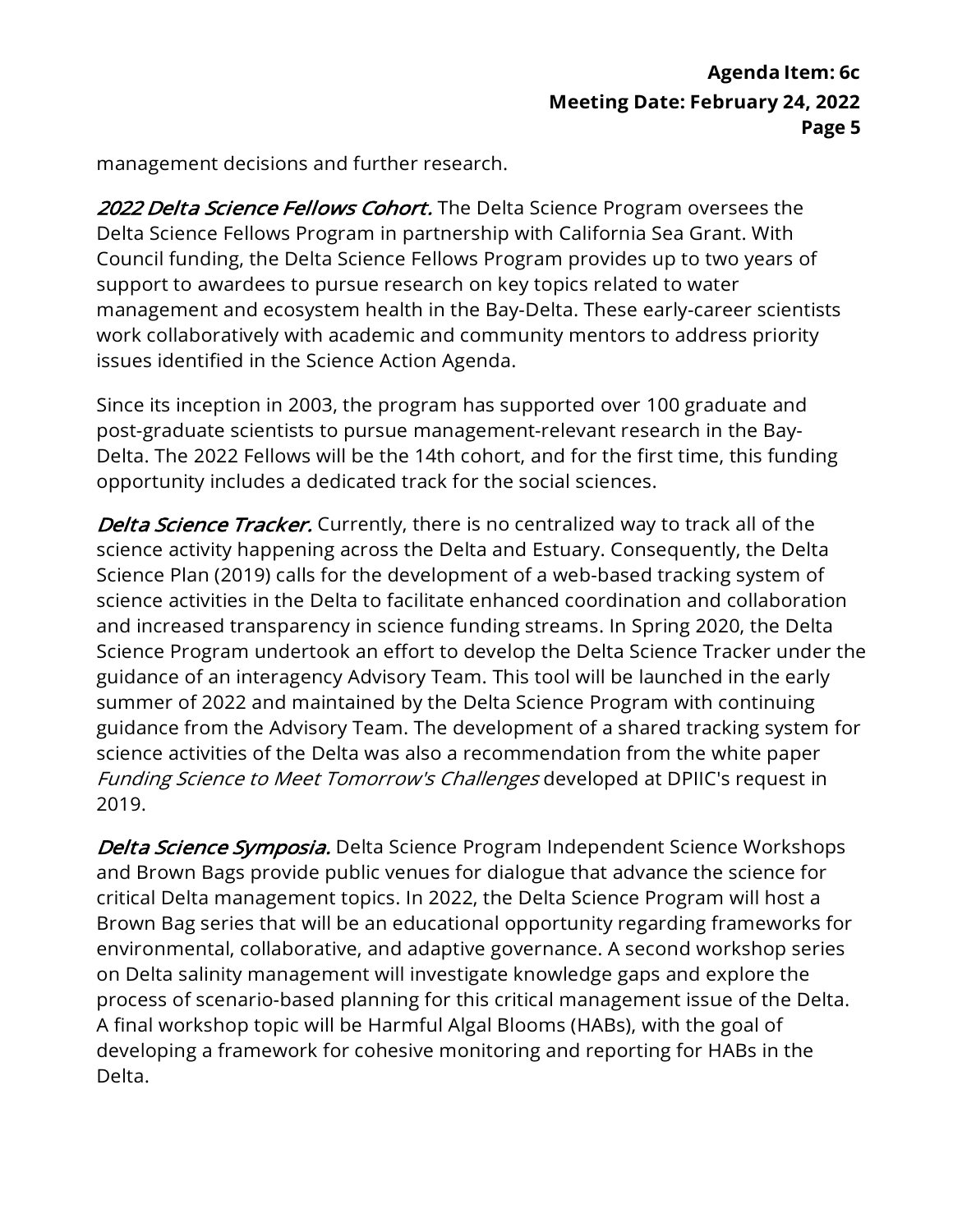management decisions and further research.

***2022 Delta Science Fellows Cohort.*** The Delta Science Program oversees the Delta Science Fellows Program in partnership with California Sea Grant. With Council funding, the Delta Science Fellows Program provides up to two years of support to awardees to pursue research on key topics related to water management and ecosystem health in the Bay-Delta. These early-career scientists work collaboratively with academic and community mentors to address priority issues identified in the Science Action Agenda.

Since its inception in 2003, the program has supported over 100 graduate and post-graduate scientists to pursue management-relevant research in the Bay-Delta. The 2022 Fellows will be the 14th cohort, and for the first time, this funding opportunity includes a dedicated track for the social sciences.

***Delta Science Tracker.*** Currently, there is no centralized way to track all of the science activity happening across the Delta and Estuary. Consequently, the Delta Science Plan (2019) calls for the development of a web-based tracking system of science activities in the Delta to facilitate enhanced coordination and collaboration and increased transparency in science funding streams. In Spring 2020, the Delta Science Program undertook an effort to develop the Delta Science Tracker under the guidance of an interagency Advisory Team. This tool will be launched in the early summer of 2022 and maintained by the Delta Science Program with continuing guidance from the Advisory Team. The development of a shared tracking system for science activities of the Delta was also a recommendation from the white paper *Funding Science to Meet Tomorrow's Challenges* developed at DPIIC's request in 2019.

***Delta Science Symposia.*** Delta Science Program Independent Science Workshops and Brown Bags provide public venues for dialogue that advance the science for critical Delta management topics. In 2022, the Delta Science Program will host a Brown Bag series that will be an educational opportunity regarding frameworks for environmental, collaborative, and adaptive governance. A second workshop series on Delta salinity management will investigate knowledge gaps and explore the process of scenario-based planning for this critical management issue of the Delta. A final workshop topic will be Harmful Algal Blooms (HABs), with the goal of developing a framework for cohesive monitoring and reporting for HABs in the Delta.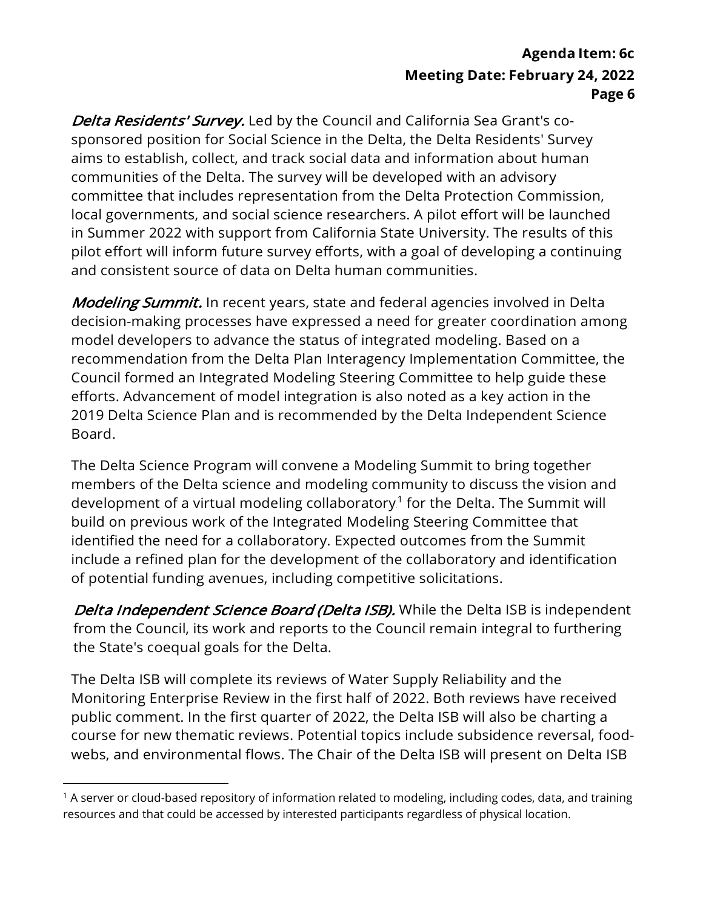***Delta Residents' Survey.*** Led by the Council and California Sea Grant's co-sponsored position for Social Science in the Delta, the Delta Residents' Survey aims to establish, collect, and track social data and information about human communities of the Delta. The survey will be developed with an advisory committee that includes representation from the Delta Protection Commission, local governments, and social science researchers. A pilot effort will be launched in Summer 2022 with support from California State University. The results of this pilot effort will inform future survey efforts, with a goal of developing a continuing and consistent source of data on Delta human communities.

***Modeling Summit.*** In recent years, state and federal agencies involved in Delta decision-making processes have expressed a need for greater coordination among model developers to advance the status of integrated modeling. Based on a recommendation from the Delta Plan Interagency Implementation Committee, the Council formed an Integrated Modeling Steering Committee to help guide these efforts. Advancement of model integration is also noted as a key action in the 2019 Delta Science Plan and is recommended by the Delta Independent Science Board.

The Delta Science Program will convene a Modeling Summit to bring together members of the Delta science and modeling community to discuss the vision and development of a virtual modeling collaboratory[1] for the Delta. The Summit will build on previous work of the Integrated Modeling Steering Committee that identified the need for a collaboratory. Expected outcomes from the Summit include a refined plan for the development of the collaboratory and identification of potential funding avenues, including competitive solicitations.

***Delta Independent Science Board (Delta ISB).*** While the Delta ISB is independent from the Council, its work and reports to the Council remain integral to furthering the State's coequal goals for the Delta.

The Delta ISB will complete its reviews of Water Supply Reliability and the Monitoring Enterprise Review in the first half of 2022. Both reviews have received public comment. In the first quarter of 2022, the Delta ISB will also be charting a course for new thematic reviews. Potential topics include subsidence reversal, food-webs, and environmental flows. The Chair of the Delta ISB will present on Delta ISB

[1] A server or cloud-based repository of information related to modeling, including codes, data, and training resources and that could be accessed by interested participants regardless of physical location.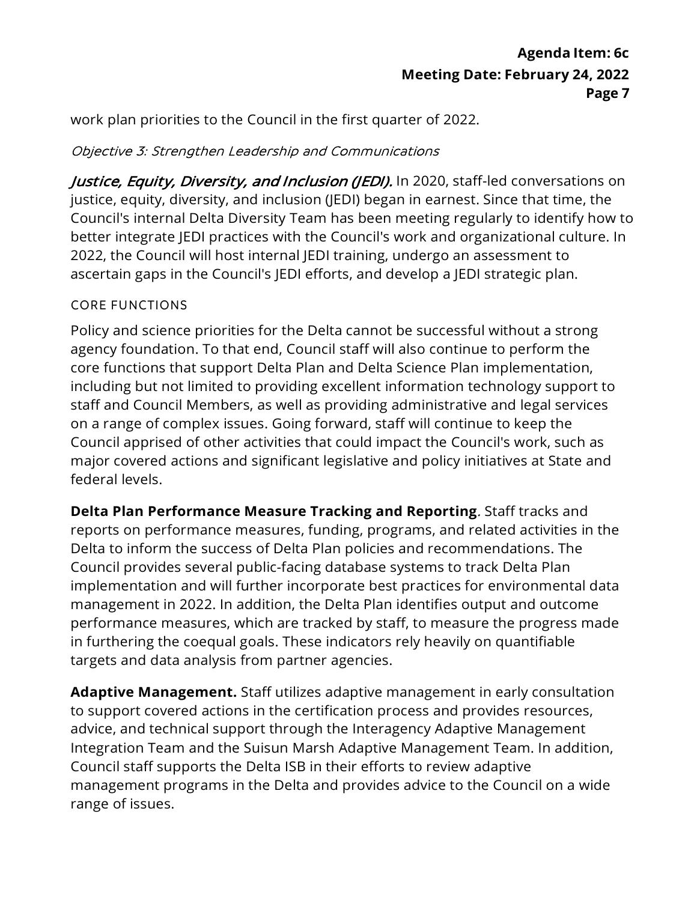work plan priorities to the Council in the first quarter of 2022.

*Objective 3: Strengthen Leadership and Communications*

***Justice, Equity, Diversity, and Inclusion (JEDI).*** In 2020, staff-led conversations on justice, equity, diversity, and inclusion (JEDI) began in earnest. Since that time, the Council's internal Delta Diversity Team has been meeting regularly to identify how to better integrate JEDI practices with the Council's work and organizational culture. In 2022, the Council will host internal JEDI training, undergo an assessment to ascertain gaps in the Council's JEDI efforts, and develop a JEDI strategic plan.

### CORE FUNCTIONS

Policy and science priorities for the Delta cannot be successful without a strong agency foundation. To that end, Council staff will also continue to perform the core functions that support Delta Plan and Delta Science Plan implementation, including but not limited to providing excellent information technology support to staff and Council Members, as well as providing administrative and legal services on a range of complex issues. Going forward, staff will continue to keep the Council apprised of other activities that could impact the Council's work, such as major covered actions and significant legislative and policy initiatives at State and federal levels.

**Delta Plan Performance Measure Tracking and Reporting**. Staff tracks and reports on performance measures, funding, programs, and related activities in the Delta to inform the success of Delta Plan policies and recommendations. The Council provides several public-facing database systems to track Delta Plan implementation and will further incorporate best practices for environmental data management in 2022. In addition, the Delta Plan identifies output and outcome performance measures, which are tracked by staff, to measure the progress made in furthering the coequal goals. These indicators rely heavily on quantifiable targets and data analysis from partner agencies.

**Adaptive Management.** Staff utilizes adaptive management in early consultation to support covered actions in the certification process and provides resources, advice, and technical support through the Interagency Adaptive Management Integration Team and the Suisun Marsh Adaptive Management Team. In addition, Council staff supports the Delta ISB in their efforts to review adaptive management programs in the Delta and provides advice to the Council on a wide range of issues.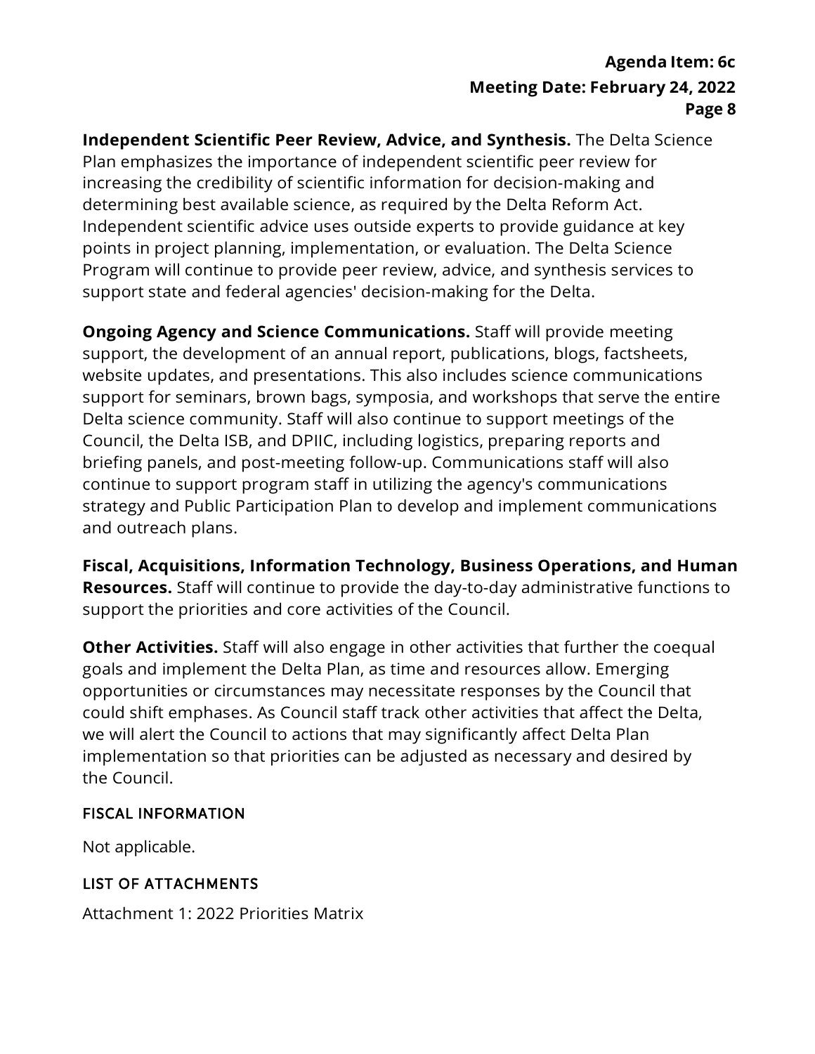**Independent Scientific Peer Review, Advice, and Synthesis.** The Delta Science Plan emphasizes the importance of independent scientific peer review for increasing the credibility of scientific information for decision-making and determining best available science, as required by the Delta Reform Act. Independent scientific advice uses outside experts to provide guidance at key points in project planning, implementation, or evaluation. The Delta Science Program will continue to provide peer review, advice, and synthesis services to support state and federal agencies' decision-making for the Delta.

**Ongoing Agency and Science Communications.** Staff will provide meeting support, the development of an annual report, publications, blogs, factsheets, website updates, and presentations. This also includes science communications support for seminars, brown bags, symposia, and workshops that serve the entire Delta science community. Staff will also continue to support meetings of the Council, the Delta ISB, and DPIIC, including logistics, preparing reports and briefing panels, and post-meeting follow-up. Communications staff will also continue to support program staff in utilizing the agency's communications strategy and Public Participation Plan to develop and implement communications and outreach plans.

**Fiscal, Acquisitions, Information Technology, Business Operations, and Human Resources.** Staff will continue to provide the day-to-day administrative functions to support the priorities and core activities of the Council.

**Other Activities.** Staff will also engage in other activities that further the coequal goals and implement the Delta Plan, as time and resources allow. Emerging opportunities or circumstances may necessitate responses by the Council that could shift emphases. As Council staff track other activities that affect the Delta, we will alert the Council to actions that may significantly affect Delta Plan implementation so that priorities can be adjusted as necessary and desired by the Council.

## FISCAL INFORMATION

Not applicable.

## LIST OF ATTACHMENTS

Attachment 1: 2022 Priorities Matrix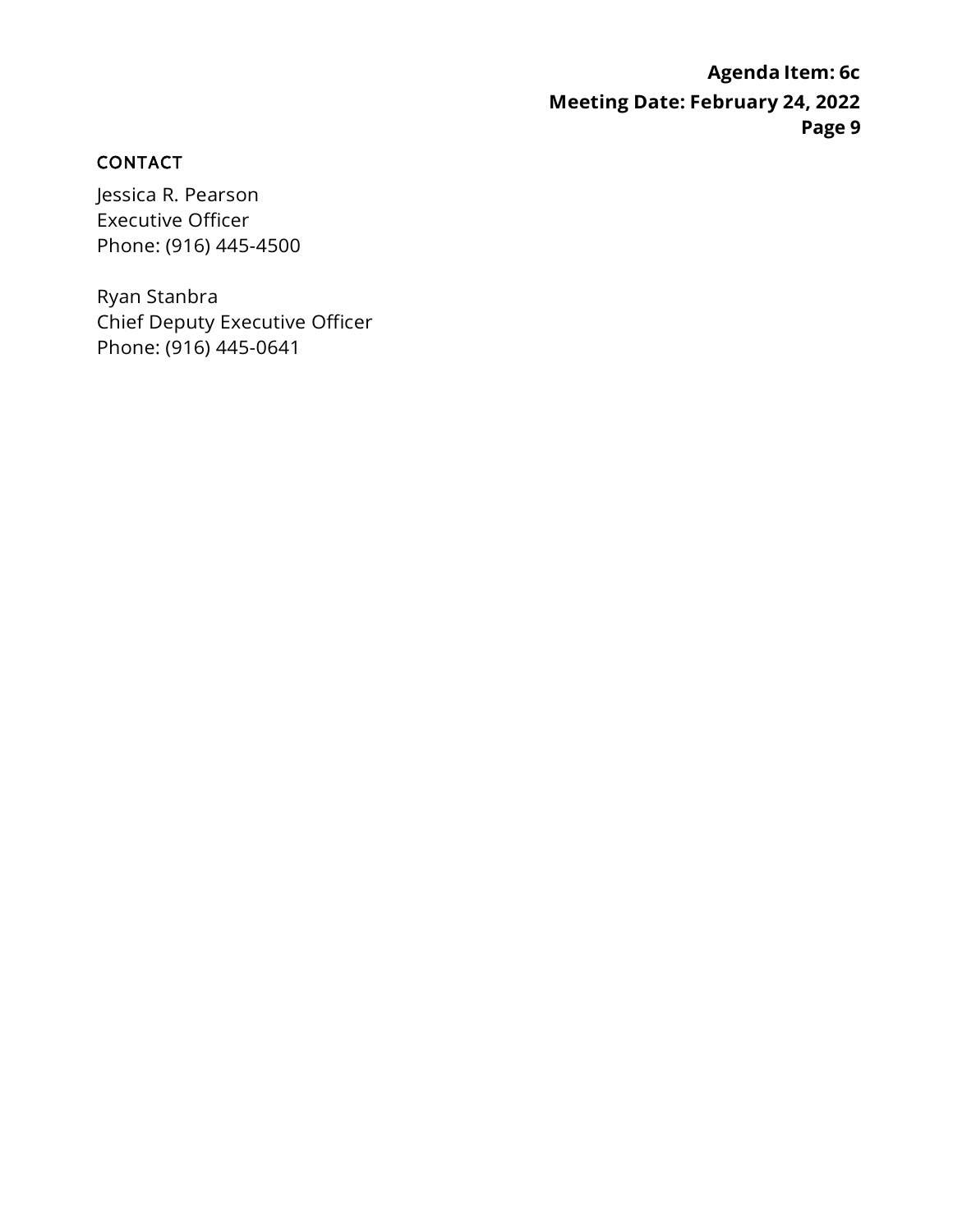## CONTACT

Jessica R. Pearson
Executive Officer
Phone: (916) 445-4500

Ryan Stanbra
Chief Deputy Executive Officer
Phone: (916) 445-0641